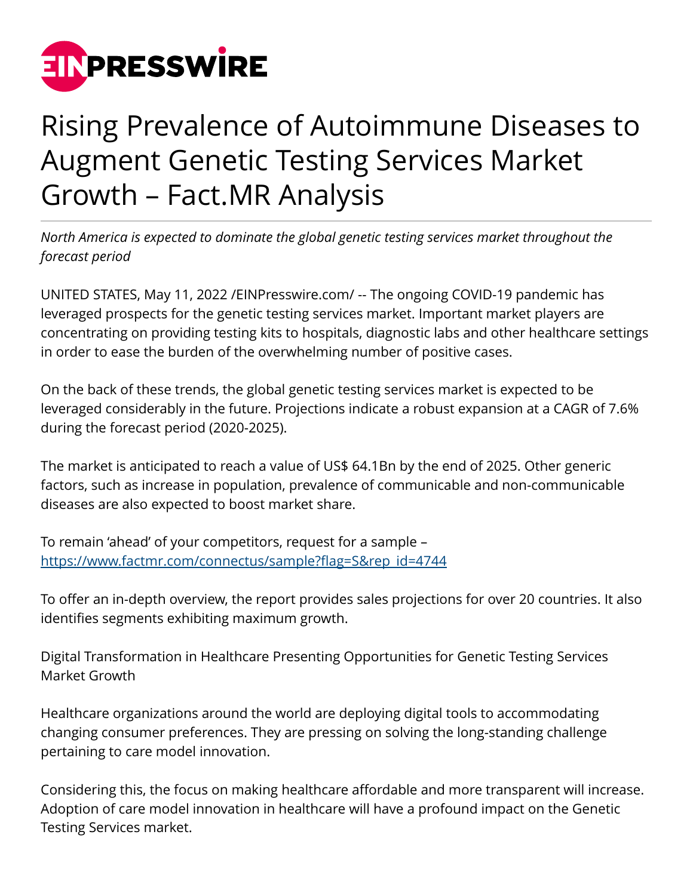# Rising Prevalence of Autoimmune Diseases to Augment Genetic Testing Services Market Growth – Fact.MR Analysis

*North America is expected to dominate the global genetic testing services market throughout the forecast period*

UNITED STATES, May 11, 2022 /EINPresswire.com/ -- The ongoing COVID-19 pandemic has leveraged prospects for the genetic testing services market. Important market players are concentrating on providing testing kits to hospitals, diagnostic labs and other healthcare settings in order to ease the burden of the overwhelming number of positive cases.

On the back of these trends, the global genetic testing services market is expected to be leveraged considerably in the future. Projections indicate a robust expansion at a CAGR of 7.6% during the forecast period (2020-2025).

The market is anticipated to reach a value of US$ 64.1Bn by the end of 2025. Other generic factors, such as increase in population, prevalence of communicable and non-communicable diseases are also expected to boost market share.

To remain 'ahead' of your competitors, request for a sample – [https://www.factmr.com/connectus/sample?flag=S&rep_id=4744](https://www.factmr.com/connectus/sample?flag=S&rep_id=4744)

To offer an in-depth overview, the report provides sales projections for over 20 countries. It also identifies segments exhibiting maximum growth.

## Digital Transformation in Healthcare Presenting Opportunities for Genetic Testing Services Market Growth

Healthcare organizations around the world are deploying digital tools to accommodating changing consumer preferences. They are pressing on solving the long-standing challenge pertaining to care model innovation.

Considering this, the focus on making healthcare affordable and more transparent will increase. Adoption of care model innovation in healthcare will have a profound impact on the Genetic Testing Services market.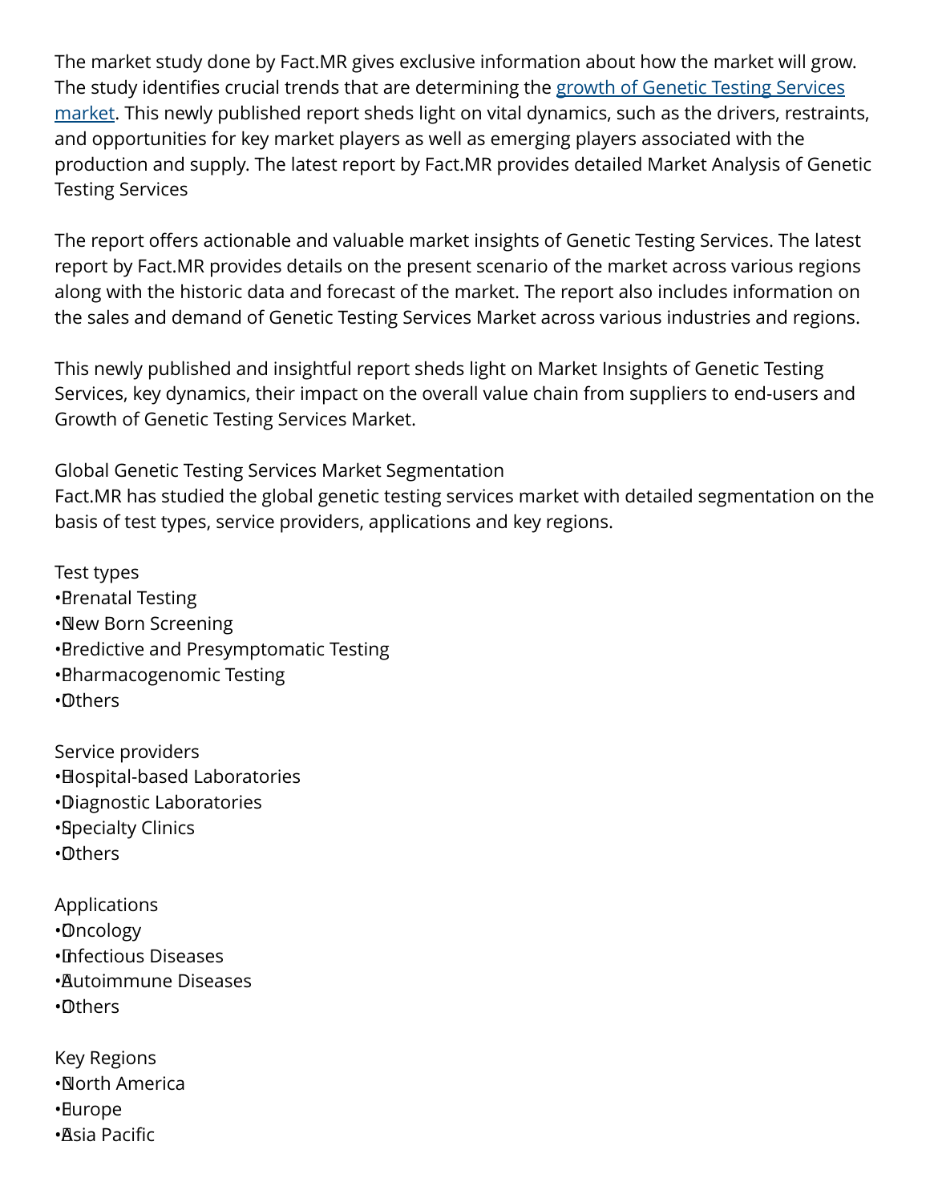The market study done by Fact.MR gives exclusive information about how the market will grow. The study identifies crucial trends that are determining the growth of Genetic Testing Services market. This newly published report sheds light on vital dynamics, such as the drivers, restraints, and opportunities for key market players as well as emerging players associated with the production and supply. The latest report by Fact.MR provides detailed Market Analysis of Genetic Testing Services

The report offers actionable and valuable market insights of Genetic Testing Services. The latest report by Fact.MR provides details on the present scenario of the market across various regions along with the historic data and forecast of the market. The report also includes information on the sales and demand of Genetic Testing Services Market across various industries and regions.

This newly published and insightful report sheds light on Market Insights of Genetic Testing Services, key dynamics, their impact on the overall value chain from suppliers to end-users and Growth of Genetic Testing Services Market.

Global Genetic Testing Services Market Segmentation

Fact.MR has studied the global genetic testing services market with detailed segmentation on the basis of test types, service providers, applications and key regions.

Test types

- Prenatal Testing
- New Born Screening
- Predictive and Presymptomatic Testing
- Pharmacogenomic Testing
- Others

Service providers

- Hospital-based Laboratories
- Diagnostic Laboratories
- Specialty Clinics
- Others

Applications

- Oncology
- Infectious Diseases
- Autoimmune Diseases
- Others

Key Regions

- North America
- Europe
- Asia Pacific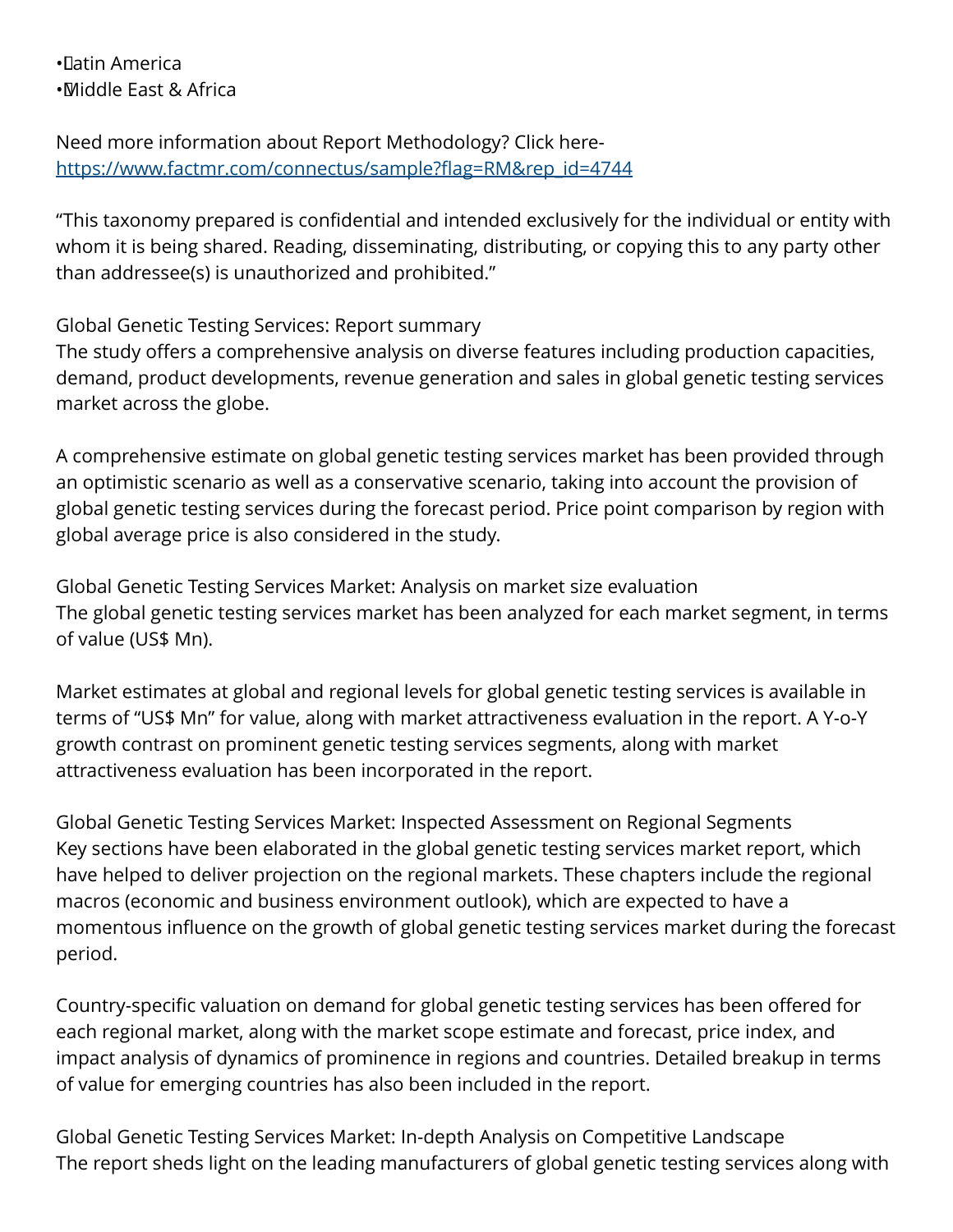- Latin America
- Middle East & Africa

Need more information about Report Methodology? Click here- https://www.factmr.com/connectus/sample?flag=RM&rep_id=4744

“This taxonomy prepared is confidential and intended exclusively for the individual or entity with whom it is being shared. Reading, disseminating, distributing, or copying this to any party other than addressee(s) is unauthorized and prohibited.”

Global Genetic Testing Services: Report summary
The study offers a comprehensive analysis on diverse features including production capacities, demand, product developments, revenue generation and sales in global genetic testing services market across the globe.

A comprehensive estimate on global genetic testing services market has been provided through an optimistic scenario as well as a conservative scenario, taking into account the provision of global genetic testing services during the forecast period. Price point comparison by region with global average price is also considered in the study.

Global Genetic Testing Services Market: Analysis on market size evaluation
The global genetic testing services market has been analyzed for each market segment, in terms of value (US$ Mn).

Market estimates at global and regional levels for global genetic testing services is available in terms of “US$ Mn” for value, along with market attractiveness evaluation in the report. A Y-o-Y growth contrast on prominent genetic testing services segments, along with market attractiveness evaluation has been incorporated in the report.

Global Genetic Testing Services Market: Inspected Assessment on Regional Segments
Key sections have been elaborated in the global genetic testing services market report, which have helped to deliver projection on the regional markets. These chapters include the regional macros (economic and business environment outlook), which are expected to have a momentous influence on the growth of global genetic testing services market during the forecast period.

Country-specific valuation on demand for global genetic testing services has been offered for each regional market, along with the market scope estimate and forecast, price index, and impact analysis of dynamics of prominence in regions and countries. Detailed breakup in terms of value for emerging countries has also been included in the report.

Global Genetic Testing Services Market: In-depth Analysis on Competitive Landscape
The report sheds light on the leading manufacturers of global genetic testing services along with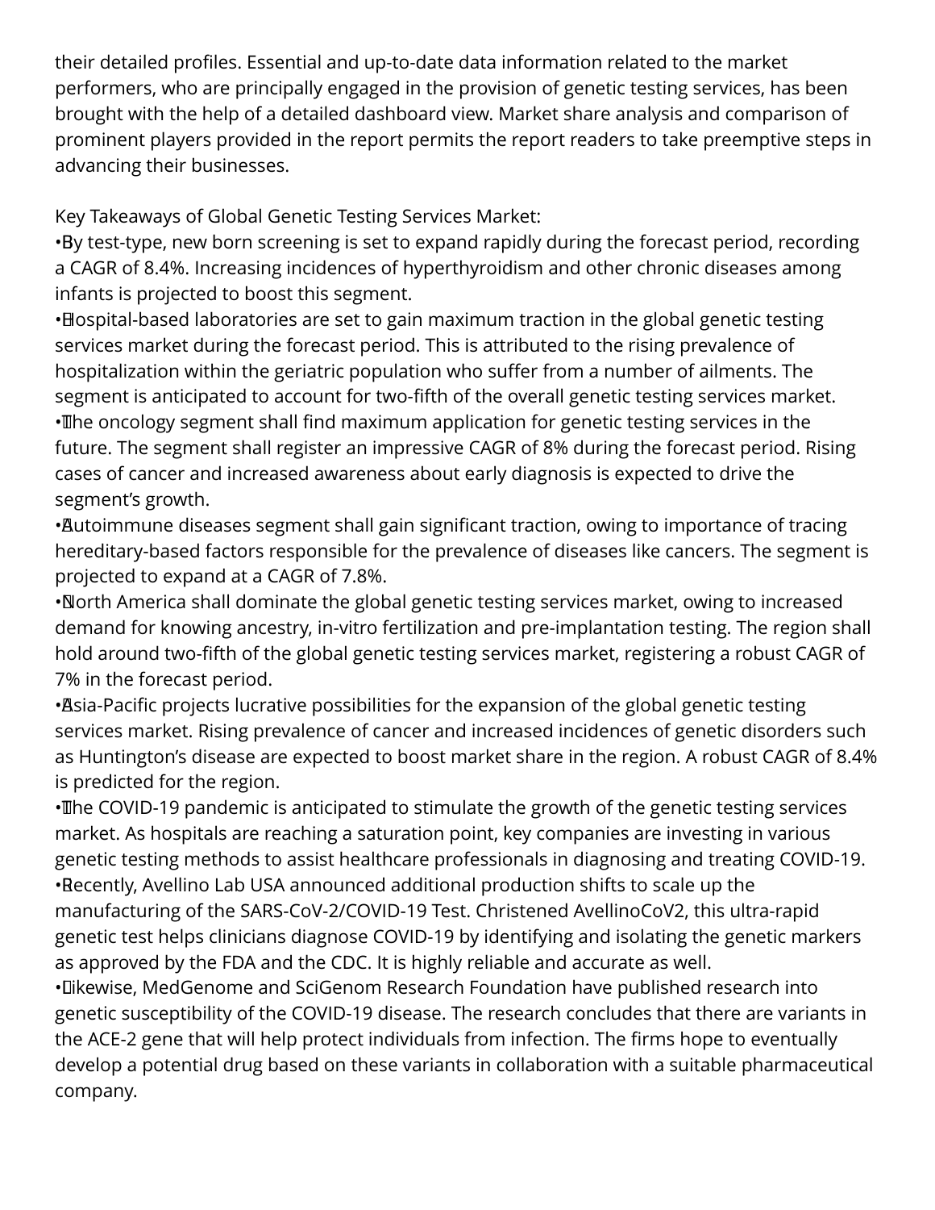their detailed profiles. Essential and up-to-date data information related to the market performers, who are principally engaged in the provision of genetic testing services, has been brought with the help of a detailed dashboard view. Market share analysis and comparison of prominent players provided in the report permits the report readers to take preemptive steps in advancing their businesses.

Key Takeaways of Global Genetic Testing Services Market:

- By test-type, new born screening is set to expand rapidly during the forecast period, recording a CAGR of 8.4%. Increasing incidences of hyperthyroidism and other chronic diseases among infants is projected to boost this segment.
- Hospital-based laboratories are set to gain maximum traction in the global genetic testing services market during the forecast period. This is attributed to the rising prevalence of hospitalization within the geriatric population who suffer from a number of ailments. The segment is anticipated to account for two-fifth of the overall genetic testing services market.
- The oncology segment shall find maximum application for genetic testing services in the future. The segment shall register an impressive CAGR of 8% during the forecast period. Rising cases of cancer and increased awareness about early diagnosis is expected to drive the segment's growth.
- Autoimmune diseases segment shall gain significant traction, owing to importance of tracing hereditary-based factors responsible for the prevalence of diseases like cancers. The segment is projected to expand at a CAGR of 7.8%.
- North America shall dominate the global genetic testing services market, owing to increased demand for knowing ancestry, in-vitro fertilization and pre-implantation testing. The region shall hold around two-fifth of the global genetic testing services market, registering a robust CAGR of 7% in the forecast period.
- Asia-Pacific projects lucrative possibilities for the expansion of the global genetic testing services market. Rising prevalence of cancer and increased incidences of genetic disorders such as Huntington's disease are expected to boost market share in the region. A robust CAGR of 8.4% is predicted for the region.
- The COVID-19 pandemic is anticipated to stimulate the growth of the genetic testing services market. As hospitals are reaching a saturation point, key companies are investing in various genetic testing methods to assist healthcare professionals in diagnosing and treating COVID-19.
- Recently, Avellino Lab USA announced additional production shifts to scale up the manufacturing of the SARS-CoV-2/COVID-19 Test. Christened AvellinoCoV2, this ultra-rapid genetic test helps clinicians diagnose COVID-19 by identifying and isolating the genetic markers as approved by the FDA and the CDC. It is highly reliable and accurate as well.
- Likewise, MedGenome and SciGenom Research Foundation have published research into genetic susceptibility of the COVID-19 disease. The research concludes that there are variants in the ACE-2 gene that will help protect individuals from infection. The firms hope to eventually develop a potential drug based on these variants in collaboration with a suitable pharmaceutical company.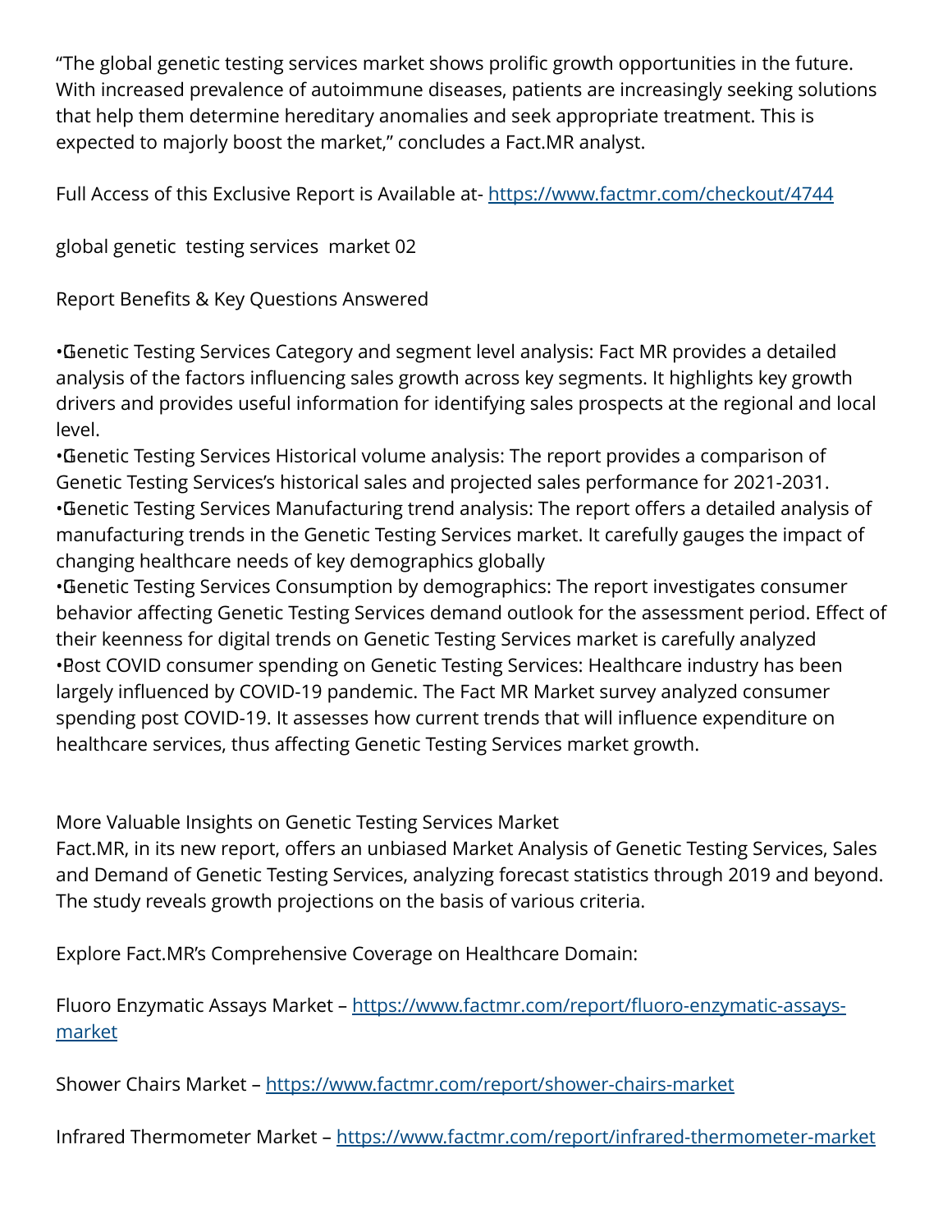“The global genetic testing services market shows prolific growth opportunities in the future. With increased prevalence of autoimmune diseases, patients are increasingly seeking solutions that help them determine hereditary anomalies and seek appropriate treatment. This is expected to majorly boost the market,” concludes a Fact.MR analyst.

Full Access of this Exclusive Report is Available at- [https://www.factmr.com/checkout/4744](https://www.factmr.com/checkout/4744)

global genetic testing services market 02

Report Benefits & Key Questions Answered

- Genetic Testing Services Category and segment level analysis: Fact MR provides a detailed analysis of the factors influencing sales growth across key segments. It highlights key growth drivers and provides useful information for identifying sales prospects at the regional and local level.
- Genetic Testing Services Historical volume analysis: The report provides a comparison of Genetic Testing Services’s historical sales and projected sales performance for 2021-2031.
- Genetic Testing Services Manufacturing trend analysis: The report offers a detailed analysis of manufacturing trends in the Genetic Testing Services market. It carefully gauges the impact of changing healthcare needs of key demographics globally
- Genetic Testing Services Consumption by demographics: The report investigates consumer behavior affecting Genetic Testing Services demand outlook for the assessment period. Effect of their keenness for digital trends on Genetic Testing Services market is carefully analyzed
- Post COVID consumer spending on Genetic Testing Services: Healthcare industry has been largely influenced by COVID-19 pandemic. The Fact MR Market survey analyzed consumer spending post COVID-19. It assesses how current trends that will influence expenditure on healthcare services, thus affecting Genetic Testing Services market growth.

More Valuable Insights on Genetic Testing Services Market
Fact.MR, in its new report, offers an unbiased Market Analysis of Genetic Testing Services, Sales and Demand of Genetic Testing Services, analyzing forecast statistics through 2019 and beyond. The study reveals growth projections on the basis of various criteria.

Explore Fact.MR’s Comprehensive Coverage on Healthcare Domain:

Fluoro Enzymatic Assays Market – [https://www.factmr.com/report/fluoro-enzymatic-assays-market](https://www.factmr.com/report/fluoro-enzymatic-assays-market)

Shower Chairs Market – [https://www.factmr.com/report/shower-chairs-market](https://www.factmr.com/report/shower-chairs-market)

Infrared Thermometer Market – [https://www.factmr.com/report/infrared-thermometer-market](https://www.factmr.com/report/infrared-thermometer-market)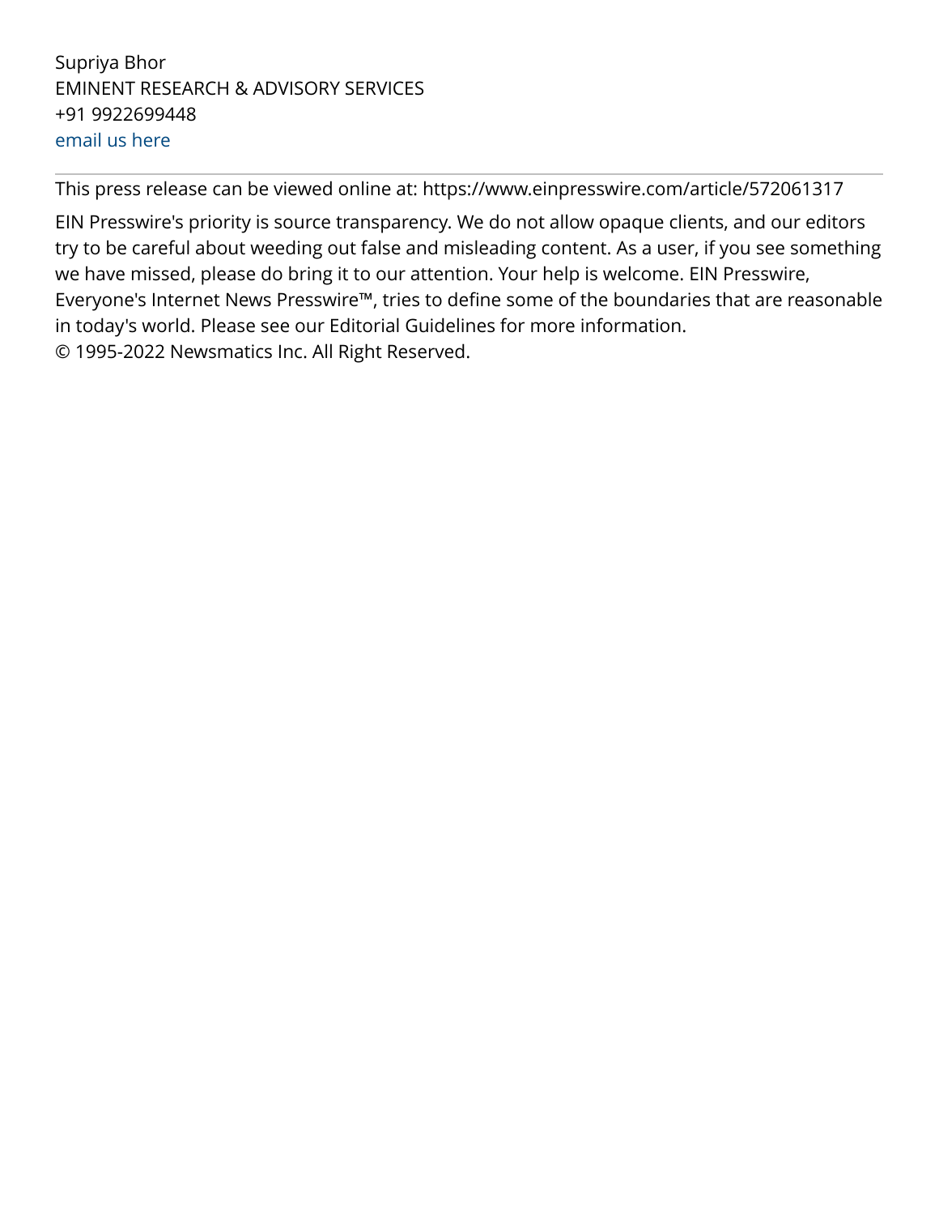Supriya Bhor
EMINENT RESEARCH & ADVISORY SERVICES
+91 9922699448
email us here

---

This press release can be viewed online at: https://www.einpresswire.com/article/572061317

EIN Presswire's priority is source transparency. We do not allow opaque clients, and our editors try to be careful about weeding out false and misleading content. As a user, if you see something we have missed, please do bring it to our attention. Your help is welcome. EIN Presswire, Everyone's Internet News Presswire™, tries to define some of the boundaries that are reasonable in today's world. Please see our Editorial Guidelines for more information.
© 1995-2022 Newsmatics Inc. All Right Reserved.